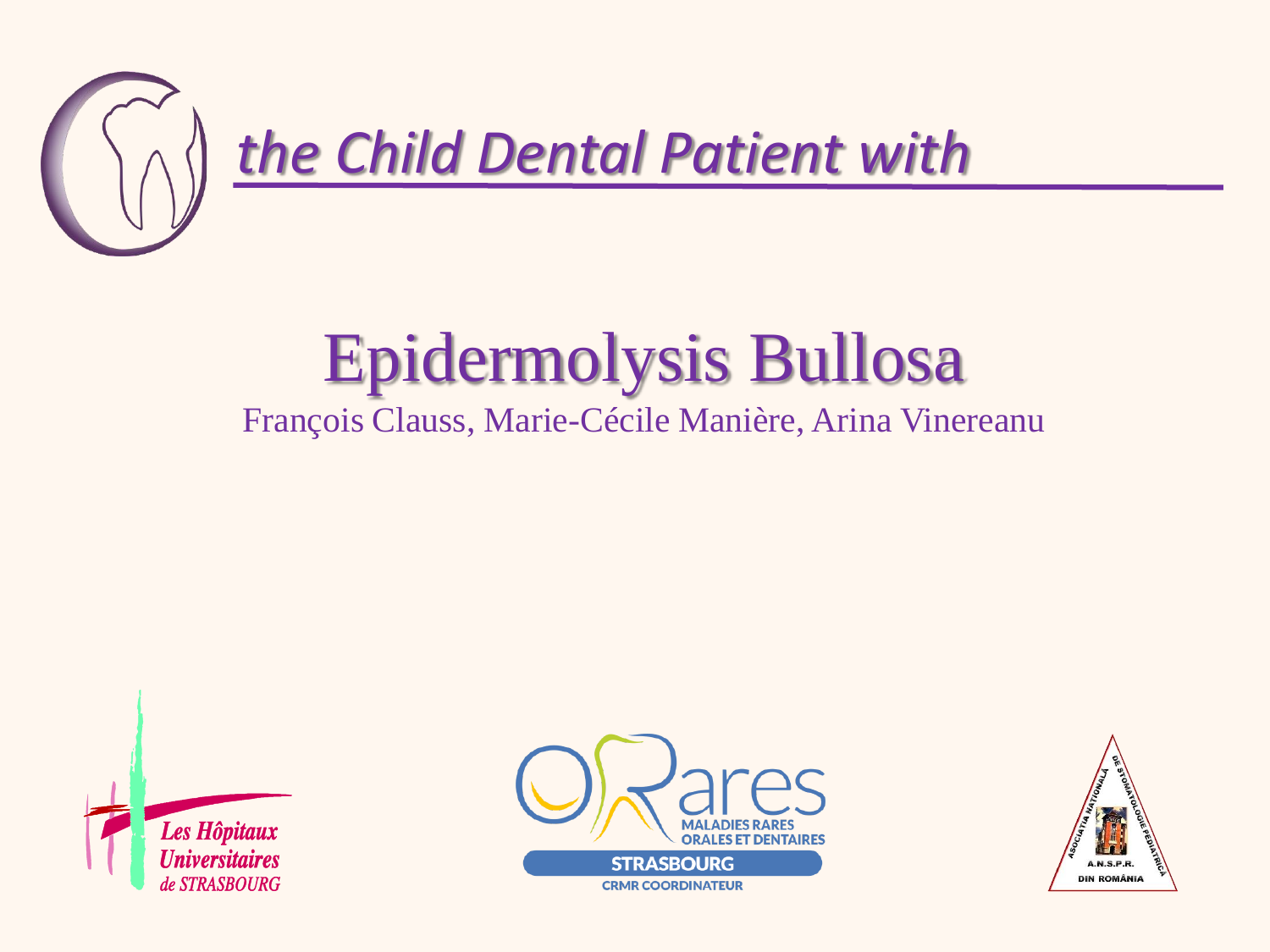*the Child Dental Patient with*

# Epidermolysis Bullosa

François Clauss, Marie-Cécile Manière, Arina Vinereanu

Les Hôpitaux Universitaires de STRASBOURG

ORares MALADIES RARES ORALES ET DENTAIRES STRASBOURG CRMR COORDINATEUR

ASOCIAȚIA NAȚIONALĂ DE STOMATOLOGIE PEDIATRICĂ A.N.S.P.R. DIN ROMÂNIA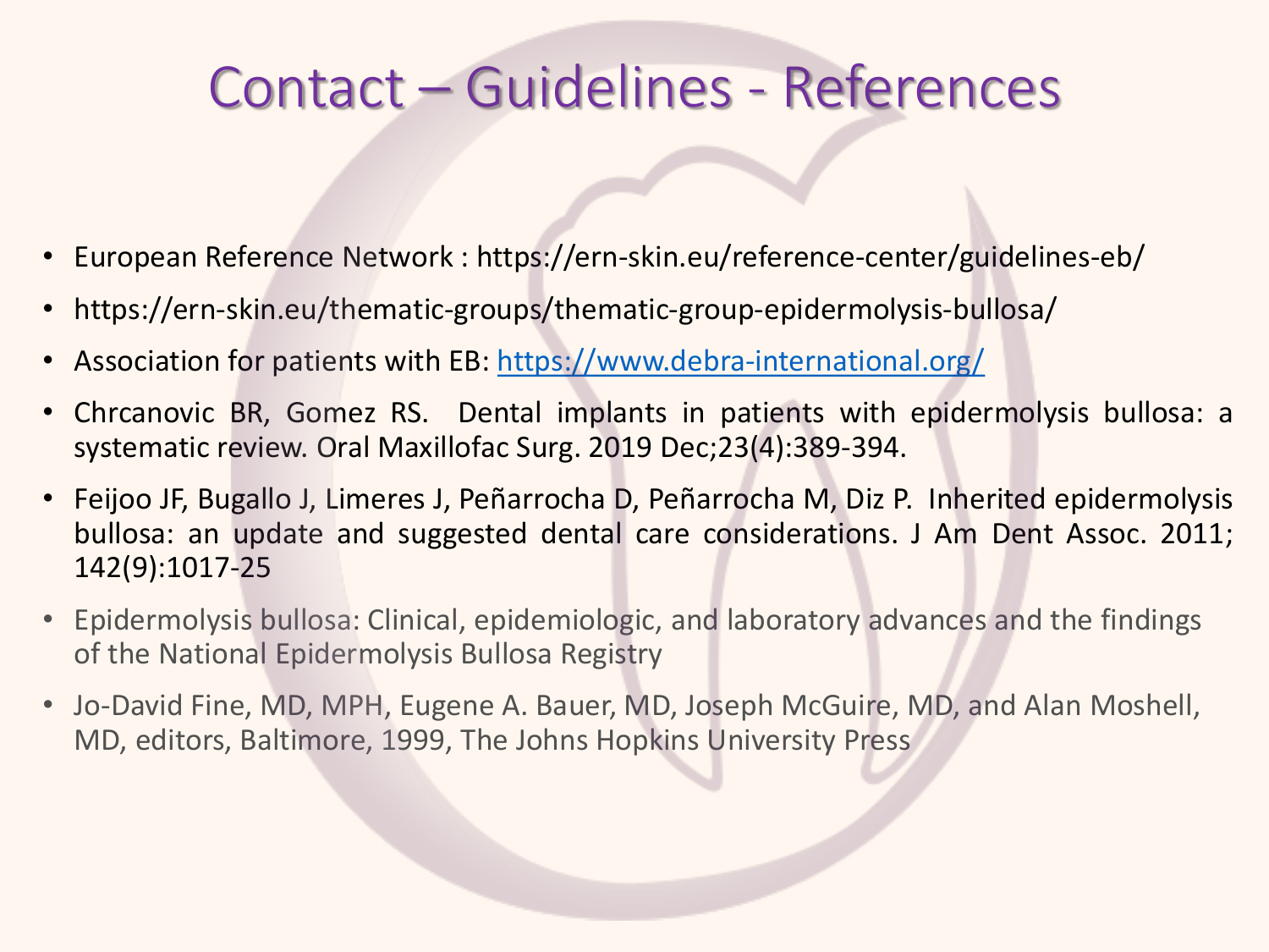# Contact – Guidelines - References

- European Reference Network : https://ern-skin.eu/reference-center/guidelines-eb/
- https://ern-skin.eu/thematic-groups/thematic-group-epidermolysis-bullosa/
- Association for patients with EB: https://www.debra-international.org/
- Chrcanovic BR, Gomez RS. Dental implants in patients with epidermolysis bullosa: a systematic review. Oral Maxillofac Surg. 2019 Dec;23(4):389-394.
- Feijoo JF, Bugallo J, Limeres J, Peñarrocha D, Peñarrocha M, Diz P. Inherited epidermolysis bullosa: an update and suggested dental care considerations. J Am Dent Assoc. 2011; 142(9):1017-25
- Epidermolysis bullosa: Clinical, epidemiologic, and laboratory advances and the findings of the National Epidermolysis Bullosa Registry
- Jo-David Fine, MD, MPH, Eugene A. Bauer, MD, Joseph McGuire, MD, and Alan Moshell, MD, editors, Baltimore, 1999, The Johns Hopkins University Press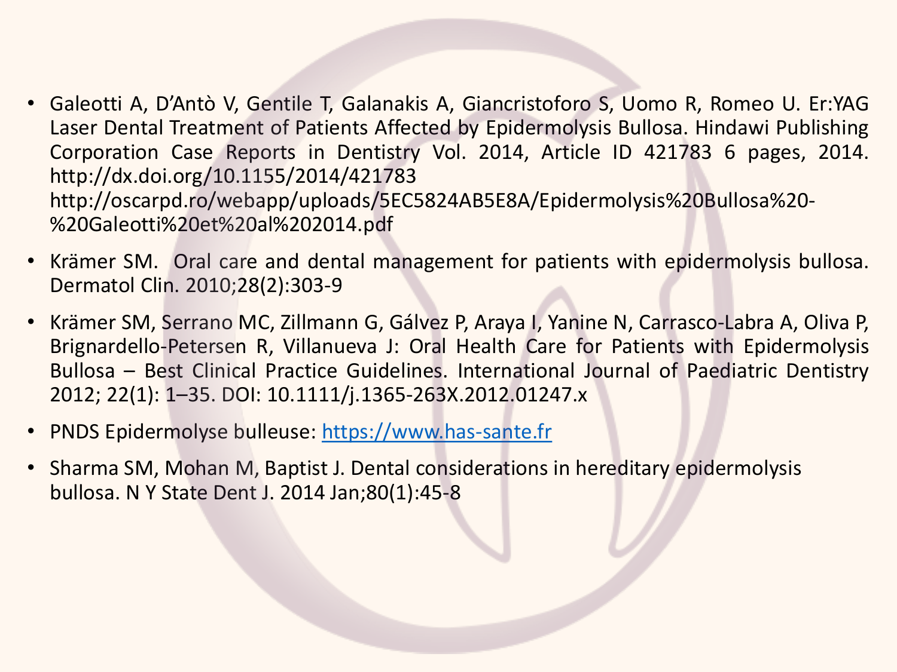- Galeotti A, D'Antò V, Gentile T, Galanakis A, Giancristoforo S, Uomo R, Romeo U. Er:YAG Laser Dental Treatment of Patients Affected by Epidermolysis Bullosa. Hindawi Publishing Corporation Case Reports in Dentistry Vol. 2014, Article ID 421783 6 pages, 2014. http://dx.doi.org/10.1155/2014/421783 http://oscarpd.ro/webapp/uploads/5EC5824AB5E8A/Epidermolysis%20Bullosa%20-%20Galeotti%20et%20al%202014.pdf
- Krämer SM. Oral care and dental management for patients with epidermolysis bullosa. Dermatol Clin. 2010;28(2):303-9
- Krämer SM, Serrano MC, Zillmann G, Gálvez P, Araya I, Yanine N, Carrasco-Labra A, Oliva P, Brignardello-Petersen R, Villanueva J: Oral Health Care for Patients with Epidermolysis Bullosa – Best Clinical Practice Guidelines. International Journal of Paediatric Dentistry 2012; 22(1): 1–35. DOI: 10.1111/j.1365-263X.2012.01247.x
- PNDS Epidermolyse bulleuse: https://www.has-sante.fr
- Sharma SM, Mohan M, Baptist J. Dental considerations in hereditary epidermolysis bullosa. N Y State Dent J. 2014 Jan;80(1):45-8